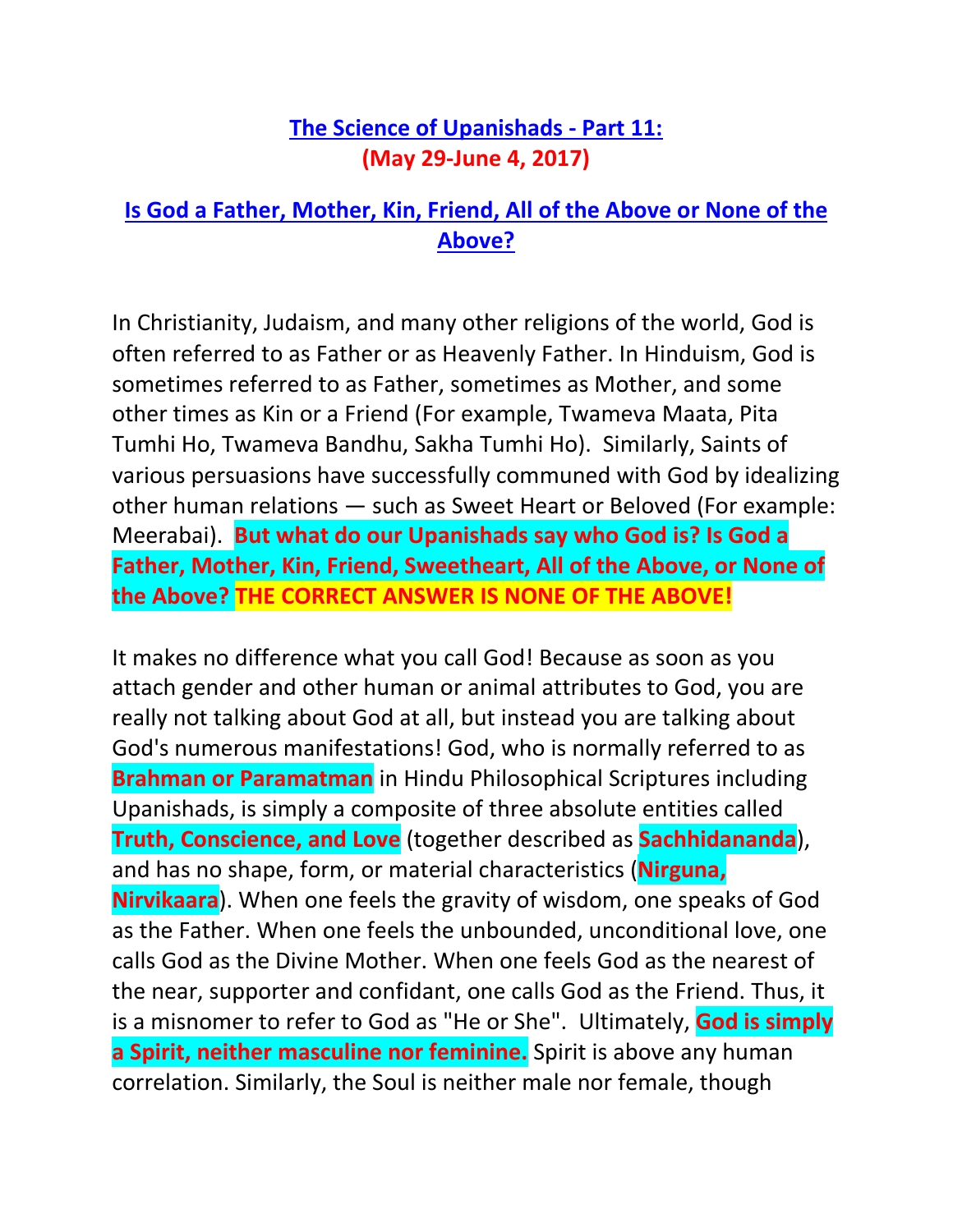# The Science of Upanishads - Part 11:
**(May 29-June 4, 2017)**

## Is God a Father, Mother, Kin, Friend, All of the Above or None of the Above?

In Christianity, Judaism, and many other religions of the world, God is often referred to as Father or as Heavenly Father. In Hinduism, God is sometimes referred to as Father, sometimes as Mother, and some other times as Kin or a Friend (For example, Twameva Maata, Pita Tumhi Ho, Twameva Bandhu, Sakha Tumhi Ho). Similarly, Saints of various persuasions have successfully communed with God by idealizing other human relations — such as Sweet Heart or Beloved (For example: Meerabai). **But what do our Upanishads say who God is? Is God a Father, Mother, Kin, Friend, Sweetheart, All of the Above, or None of the Above? THE CORRECT ANSWER IS NONE OF THE ABOVE!**

It makes no difference what you call God! Because as soon as you attach gender and other human or animal attributes to God, you are really not talking about God at all, but instead you are talking about God's numerous manifestations! God, who is normally referred to as **Brahman or Paramatman** in Hindu Philosophical Scriptures including Upanishads, is simply a composite of three absolute entities called **Truth, Conscience, and Love** (together described as **Sachhidananda**), and has no shape, form, or material characteristics (**Nirguna, Nirvikaara**). When one feels the gravity of wisdom, one speaks of God as the Father. When one feels the unbounded, unconditional love, one calls God as the Divine Mother. When one feels God as the nearest of the near, supporter and confidant, one calls God as the Friend. Thus, it is a misnomer to refer to God as "He or She". Ultimately, **God is simply a Spirit, neither masculine nor feminine.** Spirit is above any human correlation. Similarly, the Soul is neither male nor female, though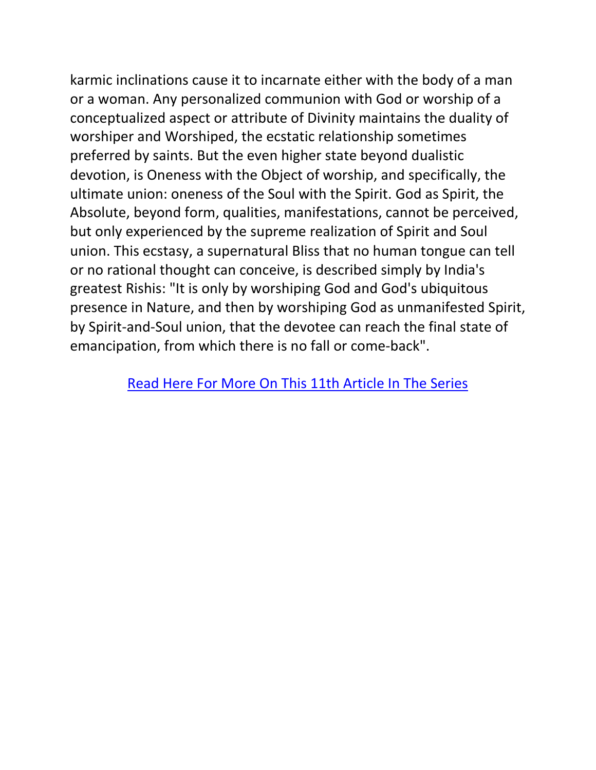karmic inclinations cause it to incarnate either with the body of a man or a woman. Any personalized communion with God or worship of a conceptualized aspect or attribute of Divinity maintains the duality of worshiper and Worshiped, the ecstatic relationship sometimes preferred by saints. But the even higher state beyond dualistic devotion, is Oneness with the Object of worship, and specifically, the ultimate union: oneness of the Soul with the Spirit. God as Spirit, the Absolute, beyond form, qualities, manifestations, cannot be perceived, but only experienced by the supreme realization of Spirit and Soul union. This ecstasy, a supernatural Bliss that no human tongue can tell or no rational thought can conceive, is described simply by India's greatest Rishis: "It is only by worshiping God and God's ubiquitous presence in Nature, and then by worshiping God as unmanifested Spirit, by Spirit-and-Soul union, that the devotee can reach the final state of emancipation, from which there is no fall or come-back".

Read Here For More On This 11th Article In The Series